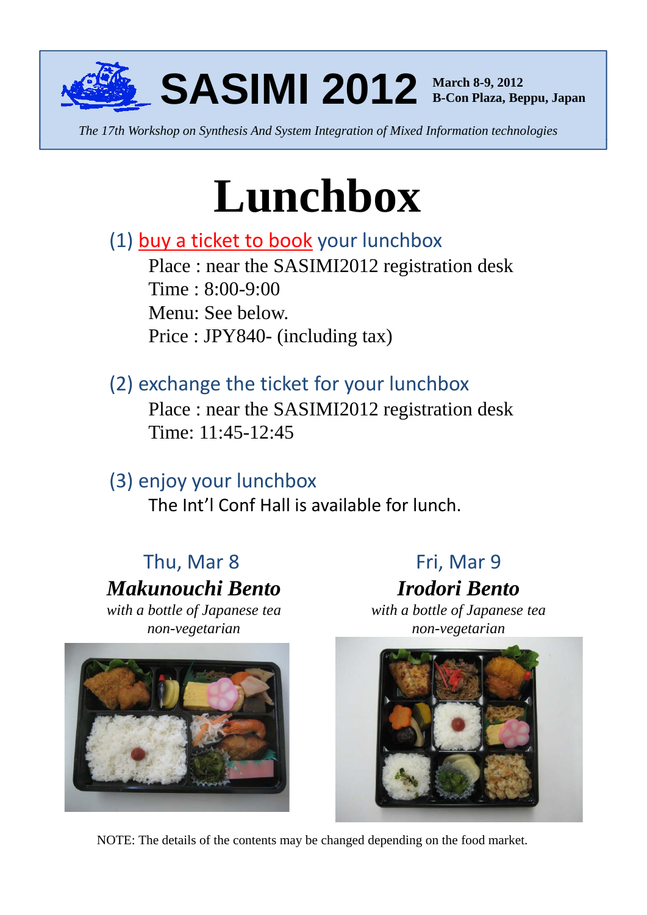# SASIMI 2012

**March 8-9, 2012**
**B-Con Plaza, Beppu, Japan**

*The 17th Workshop on Synthesis And System Integration of Mixed Information technologies*

# Lunchbox

## (1) buy a ticket to book your lunchbox

Place : near the SASIMI2012 registration desk
Time : 8:00-9:00
Menu: See below.
Price : JPY840- (including tax)

## (2) exchange the ticket for your lunchbox

Place : near the SASIMI2012 registration desk
Time: 11:45-12:45

## (3) enjoy your lunchbox

The Int'l Conf Hall is available for lunch.

### Thu, Mar 8

***Makunouchi Bento***

*with a bottle of Japanese tea*
*non-vegetarian*

### Fri, Mar 9

***Irodori Bento***

*with a bottle of Japanese tea*
*non-vegetarian*

NOTE: The details of the contents may be changed depending on the food market.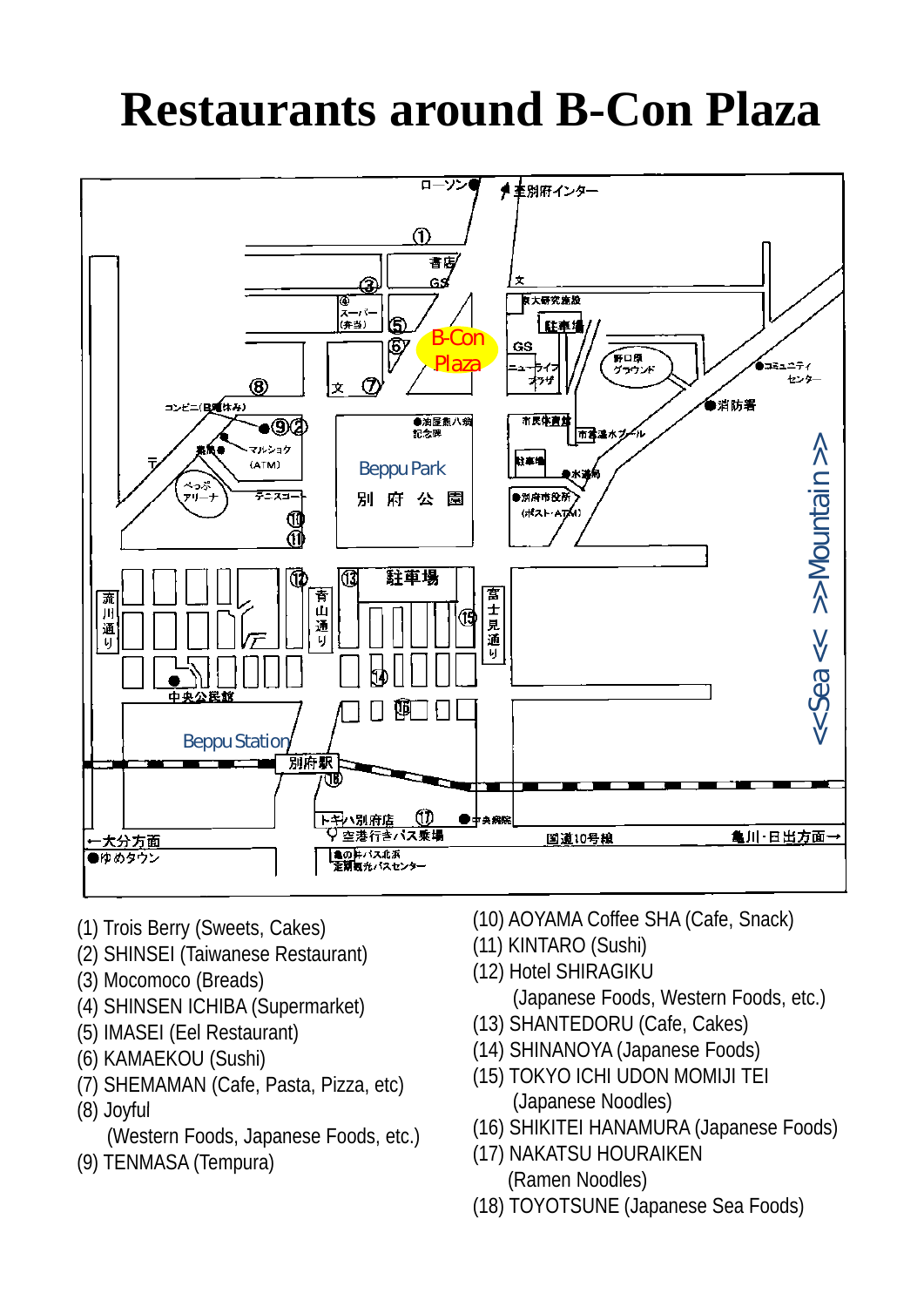# Restaurants around B-Con Plaza

(1) Trois Berry (Sweets, Cakes)
(2) SHINSEI (Taiwanese Restaurant)
(3) Mocomoco (Breads)
(4) SHINSEN ICHIBA (Supermarket)
(5) IMASEI (Eel Restaurant)
(6) KAMAEKOU (Sushi)
(7) SHEMAMAN (Cafe, Pasta, Pizza, etc)
(8) Joyful
(Western Foods, Japanese Foods, etc.)
(9) TENMASA (Tempura)
(10) AOYAMA Coffee SHA (Cafe, Snack)
(11) KINTARO (Sushi)
(12) Hotel SHIRAGIKU
(Japanese Foods, Western Foods, etc.)
(13) SHANTEDORU (Cafe, Cakes)
(14) SHINANOYA (Japanese Foods)
(15) TOKYO ICHI UDON MOMIJI TEI
(Japanese Noodles)
(16) SHIKITEI HANAMURA (Japanese Foods)
(17) NAKATSU HOURAIKEN
(Ramen Noodles)
(18) TOYOTSUNE (Japanese Sea Foods)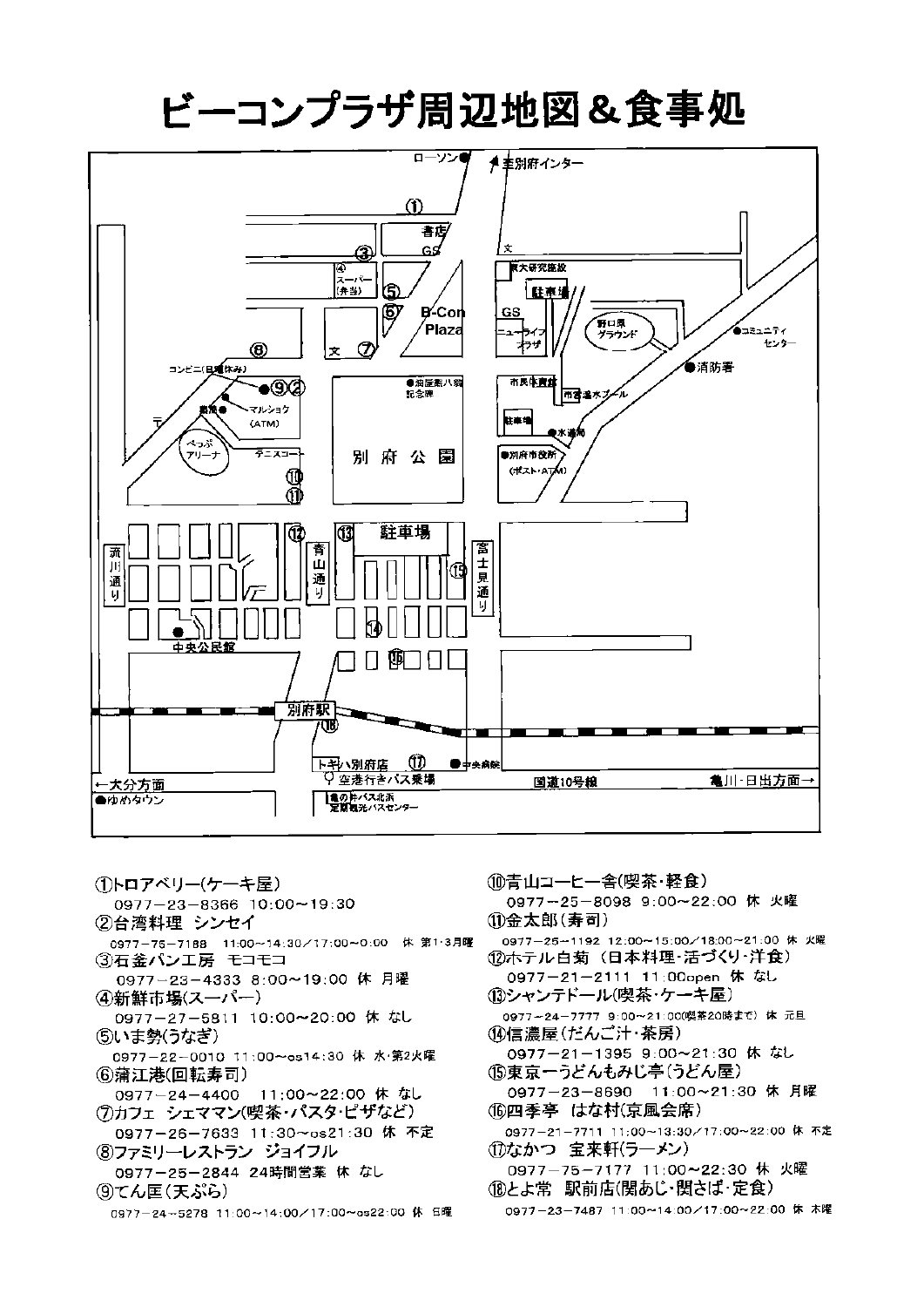# ビーコンプラザ周辺地図＆食事処

ローソン
至別府インター
書店
GS
文
④スーパー（弁当）
B-Con Plaza
GS
ニューライフプラザ
京大研究施設
駐車場
野口原グラウンド
コミュニティセンター
文
コンビニ（日曜休み）
消防署
別府公園
市民体育館
市営温水プール
マルショク（ATM）
駐車場
水道局
別府市役所（ポスト・ATM）
べっぷアリーナ
テニスコート
駐車場
流川通り
青山通り
富士見通り
中央公民館
別府駅
トキハ別府店
中央病院
空港行きバス乗場
←大分方面
国道10号線
亀川・日出方面→
ゆめタウン
亀の井バス北浜定期観光バスセンター

①トロアベリー(ケーキ屋)
0977−23−8366 10:00〜19:30

②台湾料理 シンセイ
0977−75−7188 11:00〜14:30／17:00〜0:00 休 第1·3月曜

③石釜パン工房 モコモコ
0977−23−4333 8:00〜19:00 休 月曜

④新鮮市場(スーパー)
0977−27−5811 10:00〜20:00 休 なし

⑤いま勢(うなぎ)
0977−22−0010 11:00〜os14:30 休 水·第2火曜

⑥蒲江港(回転寿司)
0977−24−4400 11:00〜22:00 休 なし

⑦カフェ シェママン(喫茶·パスタ·ピザなど)
0977−26−7633 11:30〜os21:30 休 不定

⑧ファミリーレストラン ジョイフル
0977−25−2844 24時間営業 休 なし

⑨てん匡(天ぷら)
0977−24−5278 11:00〜14:00／17:00〜os22:00 休 日曜

⑩青山コーヒー舎(喫茶·軽食)
0977−25−8098 9:00〜22:00 休 火曜

⑪金太郎(寿司)
0977−25−1192 12:00〜15:00／18:00〜21:00 休 火曜

⑫ホテル白菊 (日本料理·活づくり·洋食)
0977−21−2111 11:00open 休 なし

⑬シャンテドール(喫茶·ケーキ屋)
0977−24−7777 9:00〜21:00(喫茶20時まで) 休 元旦

⑭信濃屋(だんご汁·茶房)
0977−21−1395 9:00〜21:30 休 なし

⑮東京一うどんもみじ亭(うどん屋)
0977−23−8690 11:00〜21:30 休 月曜

⑯四季亭 はな村(京風会席)
0977−21−7711 11:00〜13:30／17:00〜22:00 休 不定

⑰なかつ 宝来軒(ラーメン)
0977−75−7177 11:00〜22:30 休 火曜

⑱とよ常 駅前店(関あじ·関さば·定食)
0977−23−7487 11:00〜14:00／17:00〜22:00 休 木曜